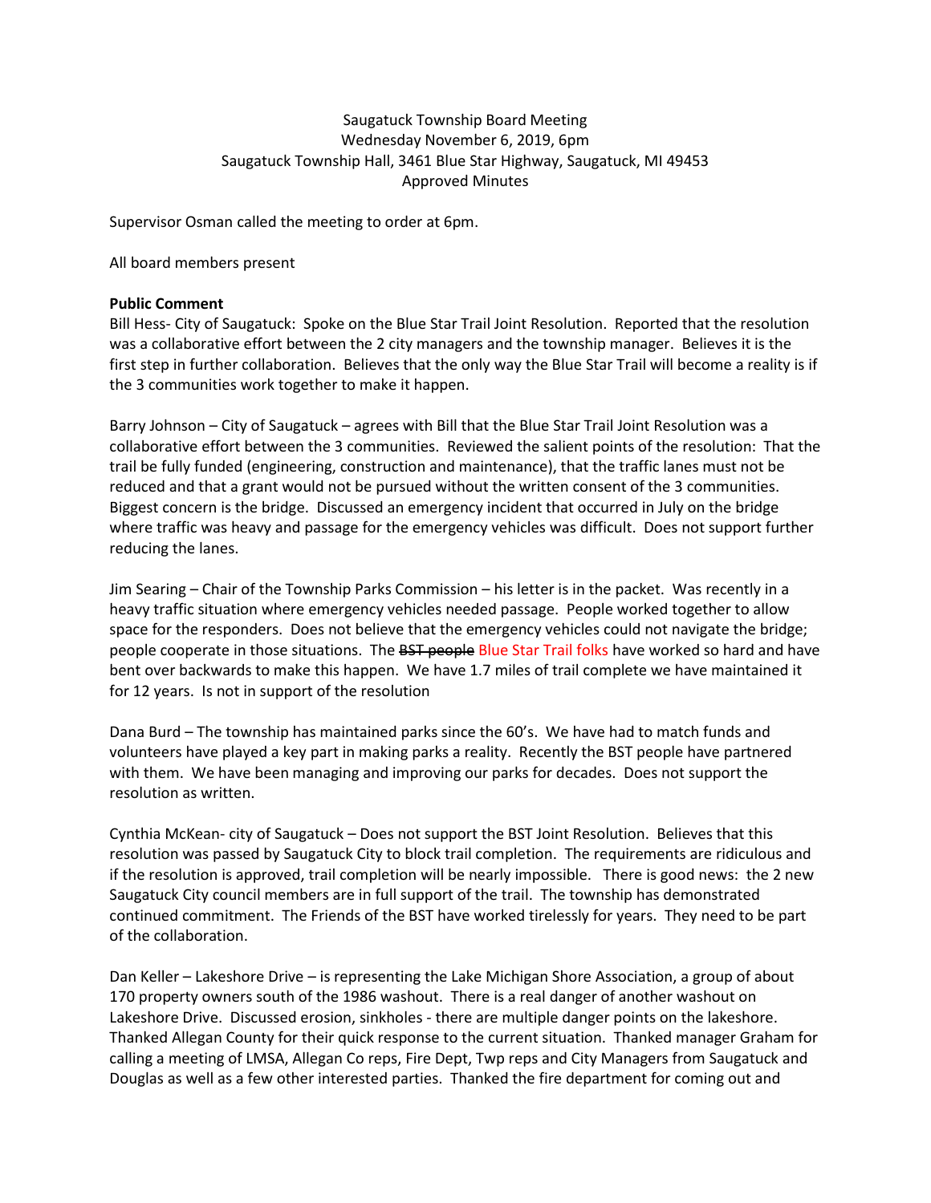Saugatuck Township Board Meeting
Wednesday November 6, 2019, 6pm
Saugatuck Township Hall, 3461 Blue Star Highway, Saugatuck, MI 49453
Approved Minutes

Supervisor Osman called the meeting to order at 6pm.

All board members present

**Public Comment**

Bill Hess- City of Saugatuck: Spoke on the Blue Star Trail Joint Resolution. Reported that the resolution was a collaborative effort between the 2 city managers and the township manager. Believes it is the first step in further collaboration. Believes that the only way the Blue Star Trail will become a reality is if the 3 communities work together to make it happen.

Barry Johnson – City of Saugatuck – agrees with Bill that the Blue Star Trail Joint Resolution was a collaborative effort between the 3 communities. Reviewed the salient points of the resolution: That the trail be fully funded (engineering, construction and maintenance), that the traffic lanes must not be reduced and that a grant would not be pursued without the written consent of the 3 communities. Biggest concern is the bridge. Discussed an emergency incident that occurred in July on the bridge where traffic was heavy and passage for the emergency vehicles was difficult. Does not support further reducing the lanes.

Jim Searing – Chair of the Township Parks Commission – his letter is in the packet. Was recently in a heavy traffic situation where emergency vehicles needed passage. People worked together to allow space for the responders. Does not believe that the emergency vehicles could not navigate the bridge; people cooperate in those situations. The ~~BST people~~ Blue Star Trail folks have worked so hard and have bent over backwards to make this happen. We have 1.7 miles of trail complete we have maintained it for 12 years. Is not in support of the resolution

Dana Burd – The township has maintained parks since the 60's. We have had to match funds and volunteers have played a key part in making parks a reality. Recently the BST people have partnered with them. We have been managing and improving our parks for decades. Does not support the resolution as written.

Cynthia McKean- city of Saugatuck – Does not support the BST Joint Resolution. Believes that this resolution was passed by Saugatuck City to block trail completion. The requirements are ridiculous and if the resolution is approved, trail completion will be nearly impossible. There is good news: the 2 new Saugatuck City council members are in full support of the trail. The township has demonstrated continued commitment. The Friends of the BST have worked tirelessly for years. They need to be part of the collaboration.

Dan Keller – Lakeshore Drive – is representing the Lake Michigan Shore Association, a group of about 170 property owners south of the 1986 washout. There is a real danger of another washout on Lakeshore Drive. Discussed erosion, sinkholes - there are multiple danger points on the lakeshore. Thanked Allegan County for their quick response to the current situation. Thanked manager Graham for calling a meeting of LMSA, Allegan Co reps, Fire Dept, Twp reps and City Managers from Saugatuck and Douglas as well as a few other interested parties. Thanked the fire department for coming out and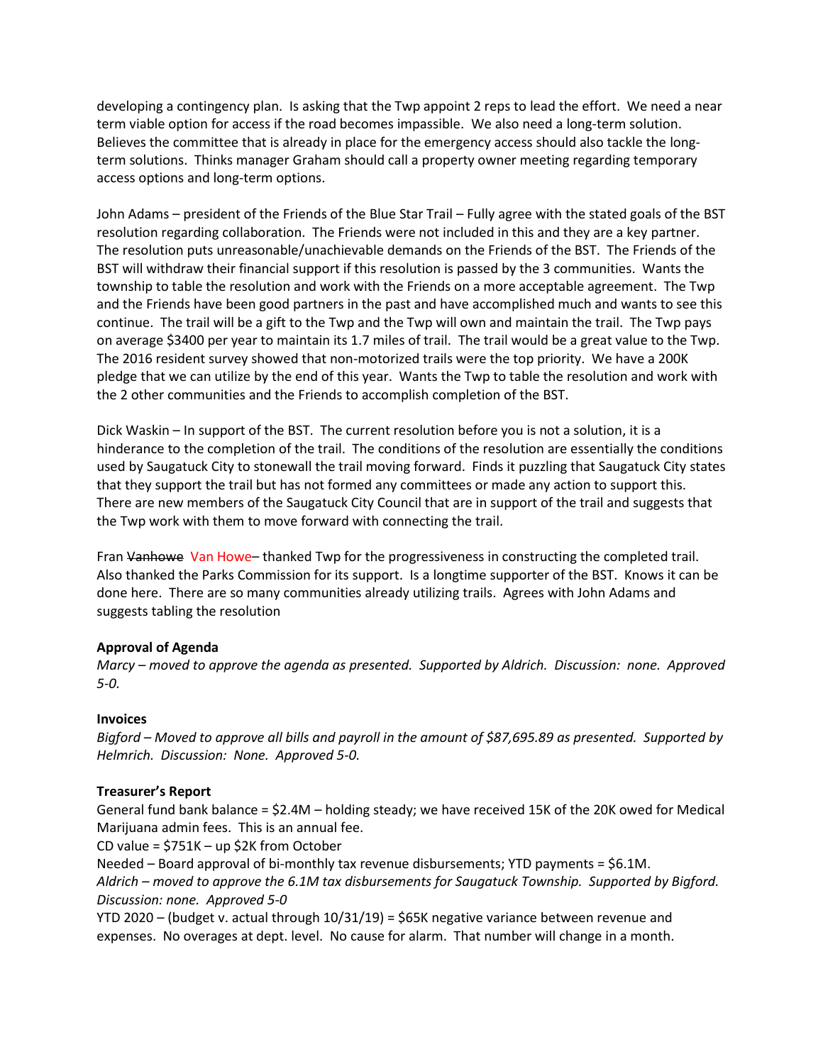developing a contingency plan. Is asking that the Twp appoint 2 reps to lead the effort. We need a near term viable option for access if the road becomes impassible. We also need a long-term solution. Believes the committee that is already in place for the emergency access should also tackle the long-term solutions. Thinks manager Graham should call a property owner meeting regarding temporary access options and long-term options.

John Adams – president of the Friends of the Blue Star Trail – Fully agree with the stated goals of the BST resolution regarding collaboration. The Friends were not included in this and they are a key partner. The resolution puts unreasonable/unachievable demands on the Friends of the BST. The Friends of the BST will withdraw their financial support if this resolution is passed by the 3 communities. Wants the township to table the resolution and work with the Friends on a more acceptable agreement. The Twp and the Friends have been good partners in the past and have accomplished much and wants to see this continue. The trail will be a gift to the Twp and the Twp will own and maintain the trail. The Twp pays on average \$3400 per year to maintain its 1.7 miles of trail. The trail would be a great value to the Twp. The 2016 resident survey showed that non-motorized trails were the top priority. We have a 200K pledge that we can utilize by the end of this year. Wants the Twp to table the resolution and work with the 2 other communities and the Friends to accomplish completion of the BST.

Dick Waskin – In support of the BST. The current resolution before you is not a solution, it is a hinderance to the completion of the trail. The conditions of the resolution are essentially the conditions used by Saugatuck City to stonewall the trail moving forward. Finds it puzzling that Saugatuck City states that they support the trail but has not formed any committees or made any action to support this. There are new members of the Saugatuck City Council that are in support of the trail and suggests that the Twp work with them to move forward with connecting the trail.

Fran ~~Vanhowe~~ Van Howe– thanked Twp for the progressiveness in constructing the completed trail. Also thanked the Parks Commission for its support. Is a longtime supporter of the BST. Knows it can be done here. There are so many communities already utilizing trails. Agrees with John Adams and suggests tabling the resolution

**Approval of Agenda**

*Marcy – moved to approve the agenda as presented. Supported by Aldrich. Discussion: none. Approved 5-0.*

**Invoices**

*Bigford – Moved to approve all bills and payroll in the amount of \$87,695.89 as presented. Supported by Helmrich. Discussion: None. Approved 5-0.*

**Treasurer's Report**

General fund bank balance = \$2.4M – holding steady; we have received 15K of the 20K owed for Medical Marijuana admin fees. This is an annual fee.

CD value = \$751K – up \$2K from October

Needed – Board approval of bi-monthly tax revenue disbursements; YTD payments = \$6.1M.

*Aldrich – moved to approve the 6.1M tax disbursements for Saugatuck Township. Supported by Bigford. Discussion: none. Approved 5-0*

YTD 2020 – (budget v. actual through 10/31/19) = \$65K negative variance between revenue and expenses. No overages at dept. level. No cause for alarm. That number will change in a month.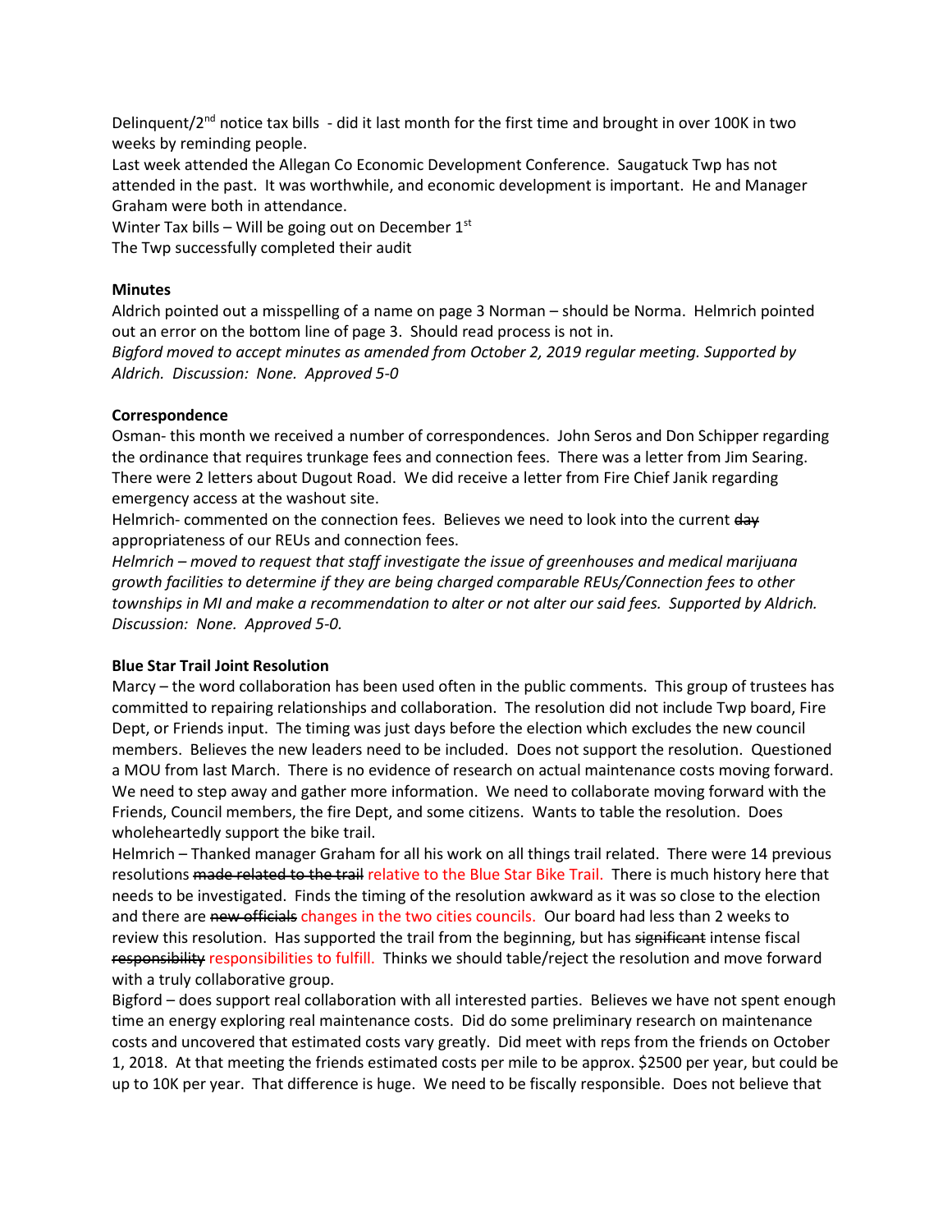Delinquent/2nd notice tax bills - did it last month for the first time and brought in over 100K in two weeks by reminding people.
Last week attended the Allegan Co Economic Development Conference. Saugatuck Twp has not attended in the past. It was worthwhile, and economic development is important. He and Manager Graham were both in attendance.
Winter Tax bills – Will be going out on December 1st
The Twp successfully completed their audit

**Minutes**
Aldrich pointed out a misspelling of a name on page 3 Norman – should be Norma. Helmrich pointed out an error on the bottom line of page 3. Should read process is not in.
*Bigford moved to accept minutes as amended from October 2, 2019 regular meeting. Supported by Aldrich. Discussion: None. Approved 5-0*

**Correspondence**
Osman- this month we received a number of correspondences. John Seros and Don Schipper regarding the ordinance that requires trunkage fees and connection fees. There was a letter from Jim Searing. There were 2 letters about Dugout Road. We did receive a letter from Fire Chief Janik regarding emergency access at the washout site.
Helmrich- commented on the connection fees. Believes we need to look into the current ~~day~~ appropriateness of our REUs and connection fees.
*Helmrich – moved to request that staff investigate the issue of greenhouses and medical marijuana growth facilities to determine if they are being charged comparable REUs/Connection fees to other townships in MI and make a recommendation to alter or not alter our said fees. Supported by Aldrich. Discussion: None. Approved 5-0.*

**Blue Star Trail Joint Resolution**
Marcy – the word collaboration has been used often in the public comments. This group of trustees has committed to repairing relationships and collaboration. The resolution did not include Twp board, Fire Dept, or Friends input. The timing was just days before the election which excludes the new council members. Believes the new leaders need to be included. Does not support the resolution. Questioned a MOU from last March. There is no evidence of research on actual maintenance costs moving forward. We need to step away and gather more information. We need to collaborate moving forward with the Friends, Council members, the fire Dept, and some citizens. Wants to table the resolution. Does wholeheartedly support the bike trail.
Helmrich – Thanked manager Graham for all his work on all things trail related. There were 14 previous resolutions ~~made related to the trail~~ relative to the Blue Star Bike Trail. There is much history here that needs to be investigated. Finds the timing of the resolution awkward as it was so close to the election and there are ~~new officials~~ changes in the two cities councils. Our board had less than 2 weeks to review this resolution. Has supported the trail from the beginning, but has ~~significant~~ intense fiscal ~~responsibility~~ responsibilities to fulfill. Thinks we should table/reject the resolution and move forward with a truly collaborative group.
Bigford – does support real collaboration with all interested parties. Believes we have not spent enough time an energy exploring real maintenance costs. Did do some preliminary research on maintenance costs and uncovered that estimated costs vary greatly. Did meet with reps from the friends on October 1, 2018. At that meeting the friends estimated costs per mile to be approx. $2500 per year, but could be up to 10K per year. That difference is huge. We need to be fiscally responsible. Does not believe that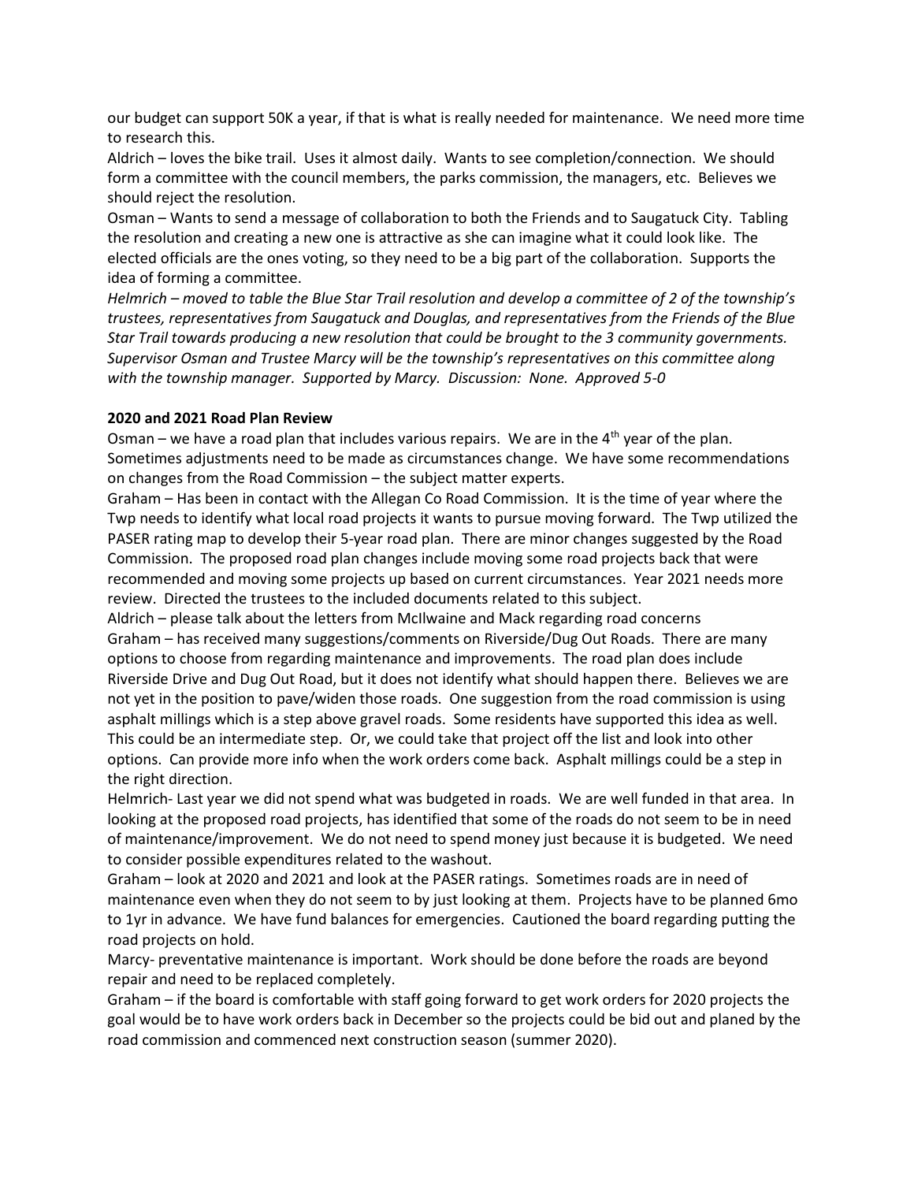our budget can support 50K a year, if that is what is really needed for maintenance. We need more time to research this.

Aldrich – loves the bike trail. Uses it almost daily. Wants to see completion/connection. We should form a committee with the council members, the parks commission, the managers, etc. Believes we should reject the resolution.

Osman – Wants to send a message of collaboration to both the Friends and to Saugatuck City. Tabling the resolution and creating a new one is attractive as she can imagine what it could look like. The elected officials are the ones voting, so they need to be a big part of the collaboration. Supports the idea of forming a committee.

*Helmrich – moved to table the Blue Star Trail resolution and develop a committee of 2 of the township's trustees, representatives from Saugatuck and Douglas, and representatives from the Friends of the Blue Star Trail towards producing a new resolution that could be brought to the 3 community governments. Supervisor Osman and Trustee Marcy will be the township's representatives on this committee along with the township manager. Supported by Marcy. Discussion: None. Approved 5-0*

**2020 and 2021 Road Plan Review**

Osman – we have a road plan that includes various repairs. We are in the 4th year of the plan. Sometimes adjustments need to be made as circumstances change. We have some recommendations on changes from the Road Commission – the subject matter experts.

Graham – Has been in contact with the Allegan Co Road Commission. It is the time of year where the Twp needs to identify what local road projects it wants to pursue moving forward. The Twp utilized the PASER rating map to develop their 5-year road plan. There are minor changes suggested by the Road Commission. The proposed road plan changes include moving some road projects back that were recommended and moving some projects up based on current circumstances. Year 2021 needs more review. Directed the trustees to the included documents related to this subject.

Aldrich – please talk about the letters from McIlwaine and Mack regarding road concerns

Graham – has received many suggestions/comments on Riverside/Dug Out Roads. There are many options to choose from regarding maintenance and improvements. The road plan does include Riverside Drive and Dug Out Road, but it does not identify what should happen there. Believes we are not yet in the position to pave/widen those roads. One suggestion from the road commission is using asphalt millings which is a step above gravel roads. Some residents have supported this idea as well. This could be an intermediate step. Or, we could take that project off the list and look into other options. Can provide more info when the work orders come back. Asphalt millings could be a step in the right direction.

Helmrich- Last year we did not spend what was budgeted in roads. We are well funded in that area. In looking at the proposed road projects, has identified that some of the roads do not seem to be in need of maintenance/improvement. We do not need to spend money just because it is budgeted. We need to consider possible expenditures related to the washout.

Graham – look at 2020 and 2021 and look at the PASER ratings. Sometimes roads are in need of maintenance even when they do not seem to by just looking at them. Projects have to be planned 6mo to 1yr in advance. We have fund balances for emergencies. Cautioned the board regarding putting the road projects on hold.

Marcy- preventative maintenance is important. Work should be done before the roads are beyond repair and need to be replaced completely.

Graham – if the board is comfortable with staff going forward to get work orders for 2020 projects the goal would be to have work orders back in December so the projects could be bid out and planed by the road commission and commenced next construction season (summer 2020).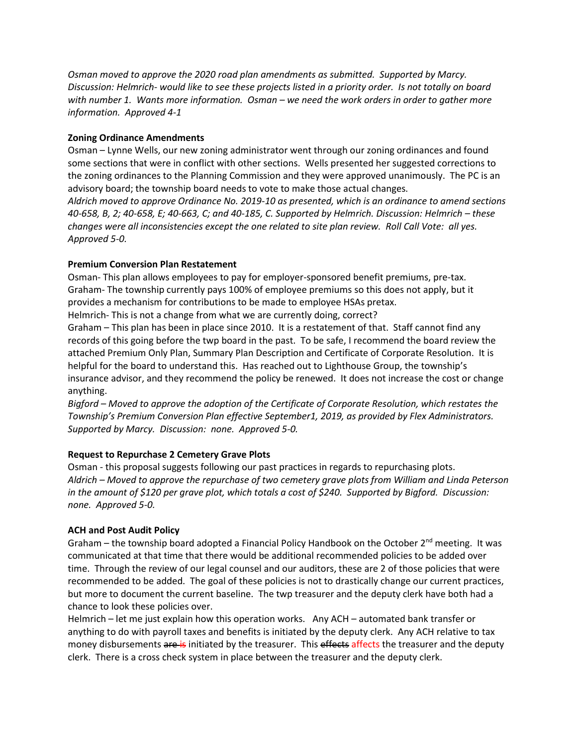*Osman moved to approve the 2020 road plan amendments as submitted. Supported by Marcy. Discussion: Helmrich- would like to see these projects listed in a priority order. Is not totally on board with number 1. Wants more information. Osman – we need the work orders in order to gather more information. Approved 4-1*

**Zoning Ordinance Amendments**

Osman – Lynne Wells, our new zoning administrator went through our zoning ordinances and found some sections that were in conflict with other sections. Wells presented her suggested corrections to the zoning ordinances to the Planning Commission and they were approved unanimously. The PC is an advisory board; the township board needs to vote to make those actual changes.

*Aldrich moved to approve Ordinance No. 2019-10 as presented, which is an ordinance to amend sections 40-658, B, 2; 40-658, E; 40-663, C; and 40-185, C. Supported by Helmrich. Discussion: Helmrich – these changes were all inconsistencies except the one related to site plan review. Roll Call Vote: all yes. Approved 5-0.*

**Premium Conversion Plan Restatement**

Osman- This plan allows employees to pay for employer-sponsored benefit premiums, pre-tax.

Graham- The township currently pays 100% of employee premiums so this does not apply, but it provides a mechanism for contributions to be made to employee HSAs pretax.

Helmrich- This is not a change from what we are currently doing, correct?

Graham – This plan has been in place since 2010. It is a restatement of that. Staff cannot find any records of this going before the twp board in the past. To be safe, I recommend the board review the attached Premium Only Plan, Summary Plan Description and Certificate of Corporate Resolution. It is helpful for the board to understand this. Has reached out to Lighthouse Group, the township's insurance advisor, and they recommend the policy be renewed. It does not increase the cost or change anything.

*Bigford – Moved to approve the adoption of the Certificate of Corporate Resolution, which restates the Township's Premium Conversion Plan effective September1, 2019, as provided by Flex Administrators. Supported by Marcy. Discussion: none. Approved 5-0.*

**Request to Repurchase 2 Cemetery Grave Plots**

Osman - this proposal suggests following our past practices in regards to repurchasing plots.

*Aldrich – Moved to approve the repurchase of two cemetery grave plots from William and Linda Peterson in the amount of $120 per grave plot, which totals a cost of $240. Supported by Bigford. Discussion: none. Approved 5-0.*

**ACH and Post Audit Policy**

Graham – the township board adopted a Financial Policy Handbook on the October 2nd meeting. It was communicated at that time that there would be additional recommended policies to be added over time. Through the review of our legal counsel and our auditors, these are 2 of those policies that were recommended to be added. The goal of these policies is not to drastically change our current practices, but more to document the current baseline. The twp treasurer and the deputy clerk have both had a chance to look these policies over.

Helmrich – let me just explain how this operation works. Any ACH – automated bank transfer or anything to do with payroll taxes and benefits is initiated by the deputy clerk. Any ACH relative to tax money disbursements ~~are~~ is initiated by the treasurer. This ~~effects~~ affects the treasurer and the deputy clerk. There is a cross check system in place between the treasurer and the deputy clerk.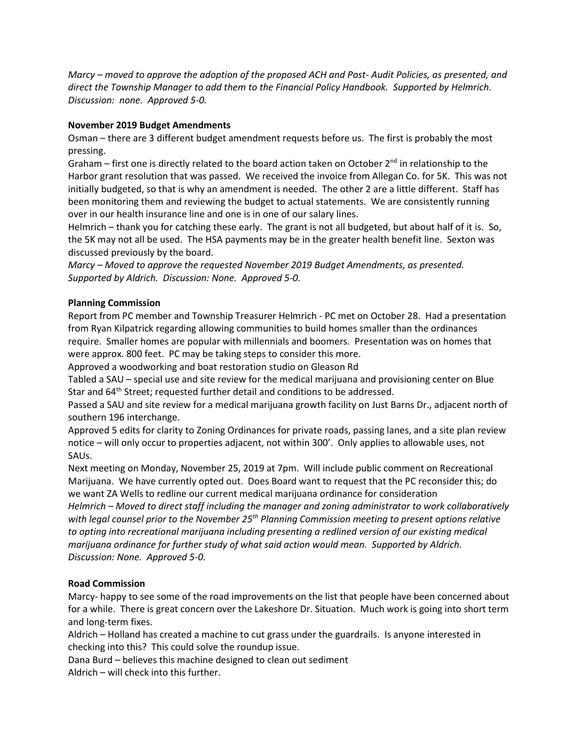*Marcy – moved to approve the adoption of the proposed ACH and Post- Audit Policies, as presented, and direct the Township Manager to add them to the Financial Policy Handbook. Supported by Helmrich. Discussion: none. Approved 5-0.*

**November 2019 Budget Amendments**

Osman – there are 3 different budget amendment requests before us. The first is probably the most pressing.

Graham – first one is directly related to the board action taken on October 2nd in relationship to the Harbor grant resolution that was passed. We received the invoice from Allegan Co. for 5K. This was not initially budgeted, so that is why an amendment is needed. The other 2 are a little different. Staff has been monitoring them and reviewing the budget to actual statements. We are consistently running over in our health insurance line and one is in one of our salary lines.

Helmrich – thank you for catching these early. The grant is not all budgeted, but about half of it is. So, the 5K may not all be used. The HSA payments may be in the greater health benefit line. Sexton was discussed previously by the board.

*Marcy – Moved to approve the requested November 2019 Budget Amendments, as presented. Supported by Aldrich. Discussion: None. Approved 5-0.*

**Planning Commission**

Report from PC member and Township Treasurer Helmrich - PC met on October 28. Had a presentation from Ryan Kilpatrick regarding allowing communities to build homes smaller than the ordinances require. Smaller homes are popular with millennials and boomers. Presentation was on homes that were approx. 800 feet. PC may be taking steps to consider this more.

Approved a woodworking and boat restoration studio on Gleason Rd

Tabled a SAU – special use and site review for the medical marijuana and provisioning center on Blue Star and 64th Street; requested further detail and conditions to be addressed.

Passed a SAU and site review for a medical marijuana growth facility on Just Barns Dr., adjacent north of southern 196 interchange.

Approved 5 edits for clarity to Zoning Ordinances for private roads, passing lanes, and a site plan review notice – will only occur to properties adjacent, not within 300'. Only applies to allowable uses, not SAUs.

Next meeting on Monday, November 25, 2019 at 7pm. Will include public comment on Recreational Marijuana. We have currently opted out. Does Board want to request that the PC reconsider this; do we want ZA Wells to redline our current medical marijuana ordinance for consideration

*Helmrich – Moved to direct staff including the manager and zoning administrator to work collaboratively with legal counsel prior to the November 25th Planning Commission meeting to present options relative to opting into recreational marijuana including presenting a redlined version of our existing medical marijuana ordinance for further study of what said action would mean. Supported by Aldrich. Discussion: None. Approved 5-0.*

**Road Commission**

Marcy- happy to see some of the road improvements on the list that people have been concerned about for a while. There is great concern over the Lakeshore Dr. Situation. Much work is going into short term and long-term fixes.

Aldrich – Holland has created a machine to cut grass under the guardrails. Is anyone interested in checking into this? This could solve the roundup issue.

Dana Burd – believes this machine designed to clean out sediment

Aldrich – will check into this further.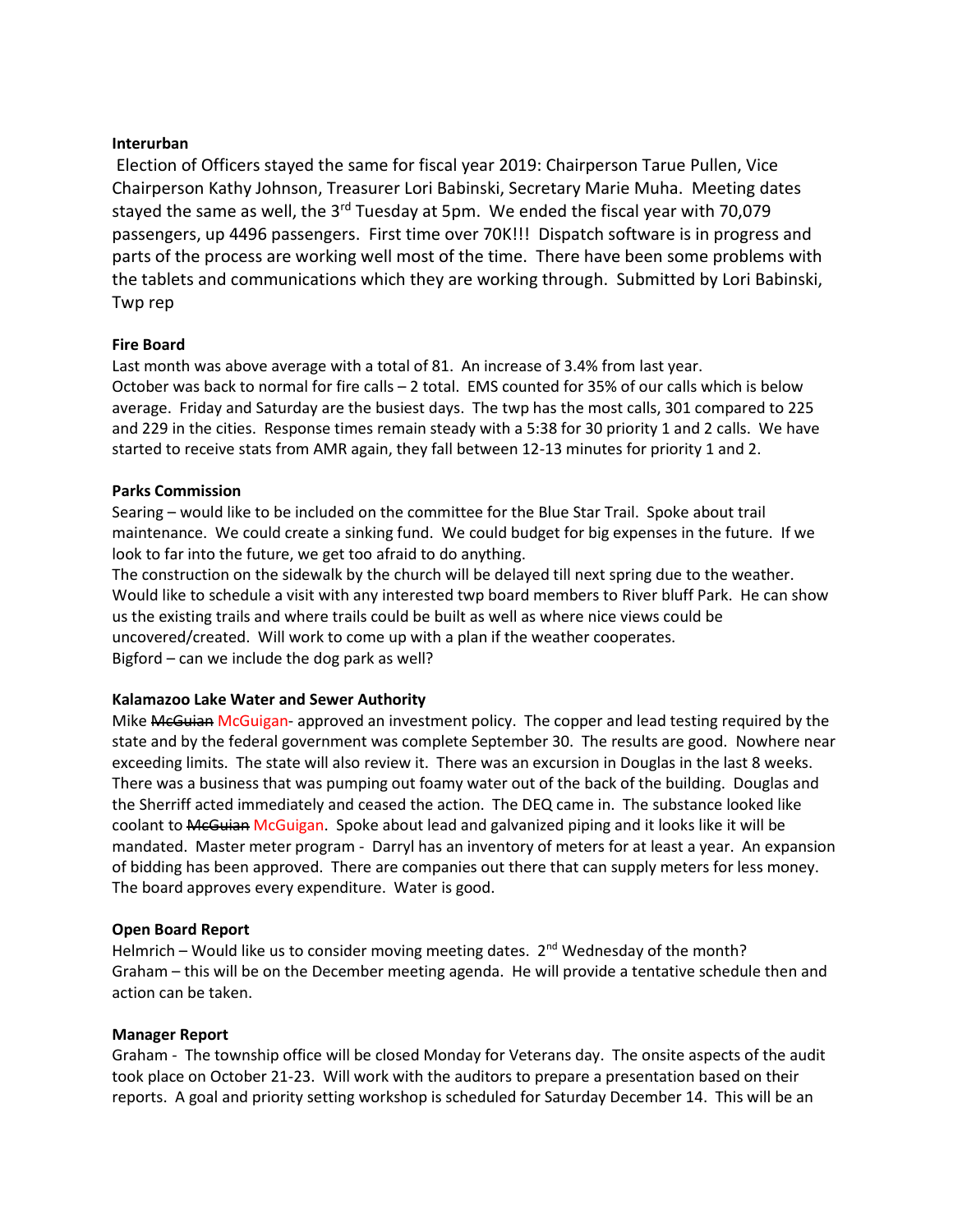**Interurban**

Election of Officers stayed the same for fiscal year 2019: Chairperson Tarue Pullen, Vice Chairperson Kathy Johnson, Treasurer Lori Babinski, Secretary Marie Muha. Meeting dates stayed the same as well, the 3rd Tuesday at 5pm. We ended the fiscal year with 70,079 passengers, up 4496 passengers. First time over 70K!!! Dispatch software is in progress and parts of the process are working well most of the time. There have been some problems with the tablets and communications which they are working through. Submitted by Lori Babinski, Twp rep

**Fire Board**

Last month was above average with a total of 81. An increase of 3.4% from last year.
October was back to normal for fire calls – 2 total. EMS counted for 35% of our calls which is below average. Friday and Saturday are the busiest days. The twp has the most calls, 301 compared to 225 and 229 in the cities. Response times remain steady with a 5:38 for 30 priority 1 and 2 calls. We have started to receive stats from AMR again, they fall between 12-13 minutes for priority 1 and 2.

**Parks Commission**

Searing – would like to be included on the committee for the Blue Star Trail. Spoke about trail maintenance. We could create a sinking fund. We could budget for big expenses in the future. If we look to far into the future, we get too afraid to do anything.
The construction on the sidewalk by the church will be delayed till next spring due to the weather. Would like to schedule a visit with any interested twp board members to River bluff Park. He can show us the existing trails and where trails could be built as well as where nice views could be uncovered/created. Will work to come up with a plan if the weather cooperates.
Bigford – can we include the dog park as well?

**Kalamazoo Lake Water and Sewer Authority**

Mike ~~McGuian~~ McGuigan- approved an investment policy. The copper and lead testing required by the state and by the federal government was complete September 30. The results are good. Nowhere near exceeding limits. The state will also review it. There was an excursion in Douglas in the last 8 weeks. There was a business that was pumping out foamy water out of the back of the building. Douglas and the Sherriff acted immediately and ceased the action. The DEQ came in. The substance looked like coolant to ~~McGuian~~ McGuigan. Spoke about lead and galvanized piping and it looks like it will be mandated. Master meter program - Darryl has an inventory of meters for at least a year. An expansion of bidding has been approved. There are companies out there that can supply meters for less money. The board approves every expenditure. Water is good.

**Open Board Report**

Helmrich – Would like us to consider moving meeting dates. 2nd Wednesday of the month?
Graham – this will be on the December meeting agenda. He will provide a tentative schedule then and action can be taken.

**Manager Report**

Graham - The township office will be closed Monday for Veterans day. The onsite aspects of the audit took place on October 21-23. Will work with the auditors to prepare a presentation based on their reports. A goal and priority setting workshop is scheduled for Saturday December 14. This will be an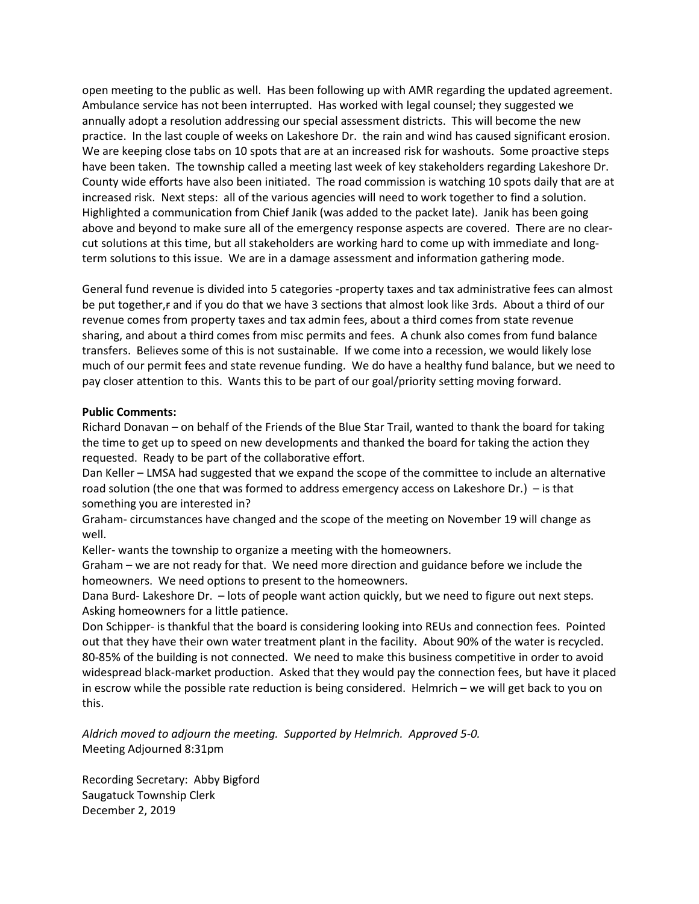open meeting to the public as well. Has been following up with AMR regarding the updated agreement. Ambulance service has not been interrupted. Has worked with legal counsel; they suggested we annually adopt a resolution addressing our special assessment districts. This will become the new practice. In the last couple of weeks on Lakeshore Dr. the rain and wind has caused significant erosion. We are keeping close tabs on 10 spots that are at an increased risk for washouts. Some proactive steps have been taken. The township called a meeting last week of key stakeholders regarding Lakeshore Dr. County wide efforts have also been initiated. The road commission is watching 10 spots daily that are at increased risk. Next steps: all of the various agencies will need to work together to find a solution. Highlighted a communication from Chief Janik (was added to the packet late). Janik has been going above and beyond to make sure all of the emergency response aspects are covered. There are no clear-cut solutions at this time, but all stakeholders are working hard to come up with immediate and long-term solutions to this issue. We are in a damage assessment and information gathering mode.

General fund revenue is divided into 5 categories -property taxes and tax administrative fees can almost be put together,ғ and if you do that we have 3 sections that almost look like 3rds. About a third of our revenue comes from property taxes and tax admin fees, about a third comes from state revenue sharing, and about a third comes from misc permits and fees. A chunk also comes from fund balance transfers. Believes some of this is not sustainable. If we come into a recession, we would likely lose much of our permit fees and state revenue funding. We do have a healthy fund balance, but we need to pay closer attention to this. Wants this to be part of our goal/priority setting moving forward.

**Public Comments:**

Richard Donavan – on behalf of the Friends of the Blue Star Trail, wanted to thank the board for taking the time to get up to speed on new developments and thanked the board for taking the action they requested. Ready to be part of the collaborative effort.

Dan Keller – LMSA had suggested that we expand the scope of the committee to include an alternative road solution (the one that was formed to address emergency access on Lakeshore Dr.) – is that something you are interested in?

Graham- circumstances have changed and the scope of the meeting on November 19 will change as well.

Keller- wants the township to organize a meeting with the homeowners.

Graham – we are not ready for that. We need more direction and guidance before we include the homeowners. We need options to present to the homeowners.

Dana Burd- Lakeshore Dr. – lots of people want action quickly, but we need to figure out next steps. Asking homeowners for a little patience.

Don Schipper- is thankful that the board is considering looking into REUs and connection fees. Pointed out that they have their own water treatment plant in the facility. About 90% of the water is recycled. 80-85% of the building is not connected. We need to make this business competitive in order to avoid widespread black-market production. Asked that they would pay the connection fees, but have it placed in escrow while the possible rate reduction is being considered. Helmrich – we will get back to you on this.

*Aldrich moved to adjourn the meeting. Supported by Helmrich. Approved 5-0.*

Meeting Adjourned 8:31pm

Recording Secretary: Abby Bigford
Saugatuck Township Clerk
December 2, 2019